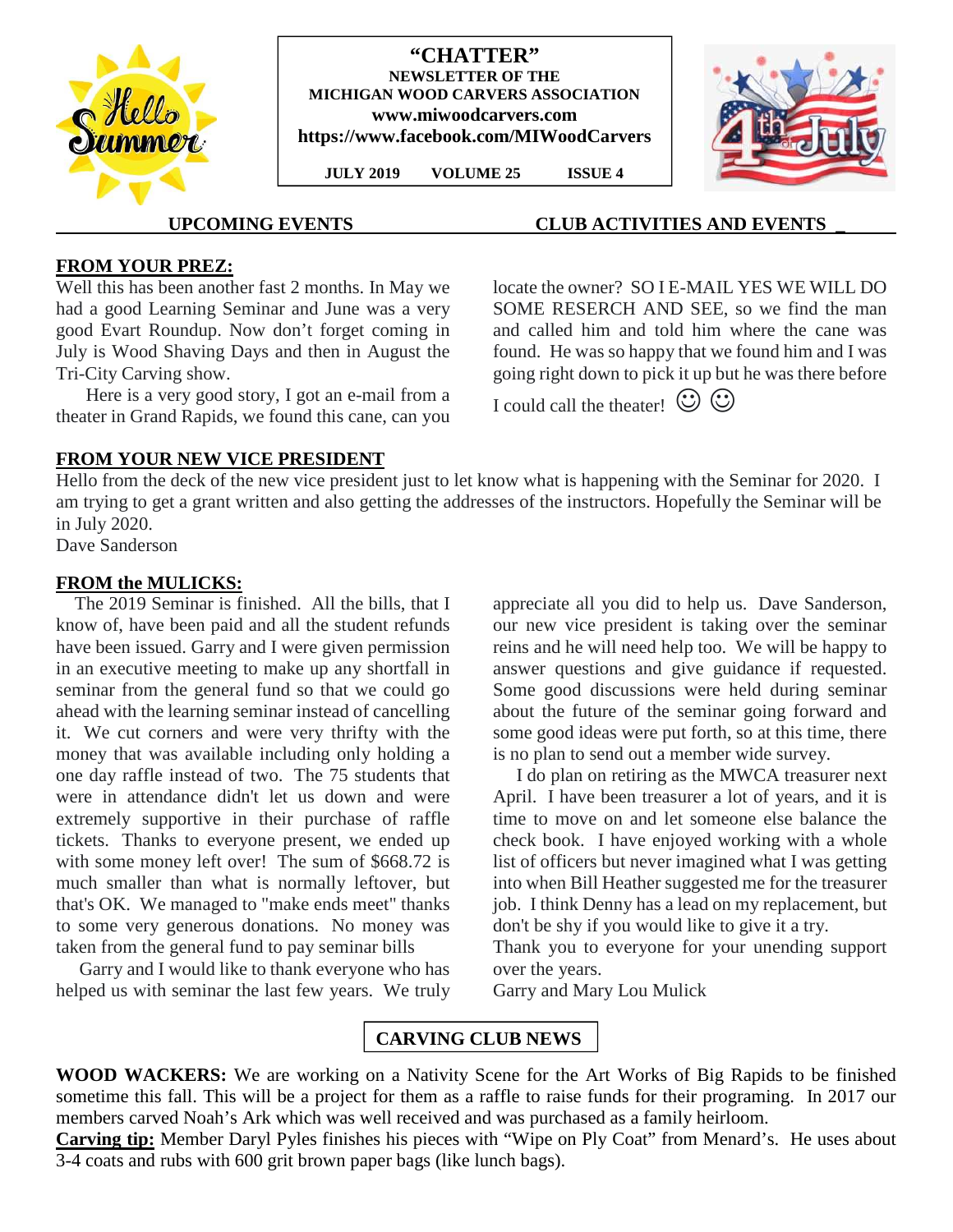# "CHATTER"

**NEWSLETTER OF THE**
**MICHIGAN WOOD CARVERS ASSOCIATION**
**www.miwoodcarvers.com**
**https://www.facebook.com/MIWoodCarvers**

**JULY 2019 VOLUME 25 ISSUE 4**

**UPCOMING EVENTS** **CLUB ACTIVITIES AND EVENTS**

## FROM YOUR PREZ:

Well this has been another fast 2 months. In May we had a good Learning Seminar and June was a very good Evart Roundup. Now don't forget coming in July is Wood Shaving Days and then in August the Tri-City Carving show.

Here is a very good story, I got an e-mail from a theater in Grand Rapids, we found this cane, can you locate the owner? SO I E-MAIL YES WE WILL DO SOME RESERCH AND SEE, so we find the man and called him and told him where the cane was found. He was so happy that we found him and I was going right down to pick it up but he was there before I could call the theater! ☺ ☺

## FROM YOUR NEW VICE PRESIDENT

Hello from the deck of the new vice president just to let know what is happening with the Seminar for 2020. I am trying to get a grant written and also getting the addresses of the instructors. Hopefully the Seminar will be in July 2020.

Dave Sanderson

## FROM the MULICKS:

The 2019 Seminar is finished. All the bills, that I know of, have been paid and all the student refunds have been issued. Garry and I were given permission in an executive meeting to make up any shortfall in seminar from the general fund so that we could go ahead with the learning seminar instead of cancelling it. We cut corners and were very thrifty with the money that was available including only holding a one day raffle instead of two. The 75 students that were in attendance didn't let us down and were extremely supportive in their purchase of raffle tickets. Thanks to everyone present, we ended up with some money left over! The sum of $668.72 is much smaller than what is normally leftover, but that's OK. We managed to "make ends meet" thanks to some very generous donations. No money was taken from the general fund to pay seminar bills

Garry and I would like to thank everyone who has helped us with seminar the last few years. We truly appreciate all you did to help us. Dave Sanderson, our new vice president is taking over the seminar reins and he will need help too. We will be happy to answer questions and give guidance if requested. Some good discussions were held during seminar about the future of the seminar going forward and some good ideas were put forth, so at this time, there is no plan to send out a member wide survey.

I do plan on retiring as the MWCA treasurer next April. I have been treasurer a lot of years, and it is time to move on and let someone else balance the check book. I have enjoyed working with a whole list of officers but never imagined what I was getting into when Bill Heather suggested me for the treasurer job. I think Denny has a lead on my replacement, but don't be shy if you would like to give it a try.

Thank you to everyone for your unending support over the years.

Garry and Mary Lou Mulick

## CARVING CLUB NEWS

**WOOD WACKERS:** We are working on a Nativity Scene for the Art Works of Big Rapids to be finished sometime this fall. This will be a project for them as a raffle to raise funds for their programing. In 2017 our members carved Noah's Ark which was well received and was purchased as a family heirloom.

**Carving tip:** Member Daryl Pyles finishes his pieces with "Wipe on Ply Coat" from Menard's. He uses about 3-4 coats and rubs with 600 grit brown paper bags (like lunch bags).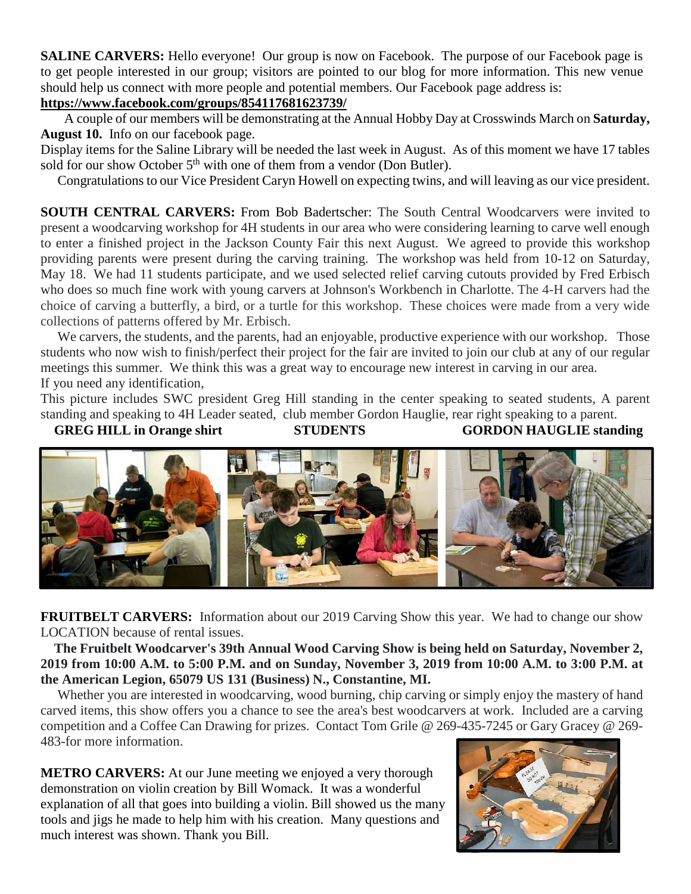**SALINE CARVERS:** Hello everyone! Our group is now on Facebook. The purpose of our Facebook page is to get people interested in our group; visitors are pointed to our blog for more information. This new venue should help us connect with more people and potential members. Our Facebook page address is:
**https://www.facebook.com/groups/854117681623739/**

A couple of our members will be demonstrating at the Annual Hobby Day at Crosswinds March on **Saturday, August 10.** Info on our facebook page.

Display items for the Saline Library will be needed the last week in August. As of this moment we have 17 tables sold for our show October 5th with one of them from a vendor (Don Butler).

Congratulations to our Vice President Caryn Howell on expecting twins, and will leaving as our vice president.

**SOUTH CENTRAL CARVERS:** From Bob Badertscher: The South Central Woodcarvers were invited to present a woodcarving workshop for 4H students in our area who were considering learning to carve well enough to enter a finished project in the Jackson County Fair this next August. We agreed to provide this workshop providing parents were present during the carving training. The workshop was held from 10-12 on Saturday, May 18. We had 11 students participate, and we used selected relief carving cutouts provided by Fred Erbisch who does so much fine work with young carvers at Johnson's Workbench in Charlotte. The 4-H carvers had the choice of carving a butterfly, a bird, or a turtle for this workshop. These choices were made from a very wide collections of patterns offered by Mr. Erbisch.

We carvers, the students, and the parents, had an enjoyable, productive experience with our workshop. Those students who now wish to finish/perfect their project for the fair are invited to join our club at any of our regular meetings this summer. We think this was a great way to encourage new interest in carving in our area.
If you need any identification,
This picture includes SWC president Greg Hill standing in the center speaking to seated students, A parent standing and speaking to 4H Leader seated, club member Gordon Hauglie, rear right speaking to a parent.

**GREG HILL in Orange shirt** **STUDENTS** **GORDON HAUGLIE standing**

**FRUITBELT CARVERS:** Information about our 2019 Carving Show this year. We had to change our show LOCATION because of rental issues.

**The Fruitbelt Woodcarver's 39th Annual Wood Carving Show is being held on Saturday, November 2, 2019 from 10:00 A.M. to 5:00 P.M. and on Sunday, November 3, 2019 from 10:00 A.M. to 3:00 P.M. at the American Legion, 65079 US 131 (Business) N., Constantine, MI.**

Whether you are interested in woodcarving, wood burning, chip carving or simply enjoy the mastery of hand carved items, this show offers you a chance to see the area's best woodcarvers at work. Included are a carving competition and a Coffee Can Drawing for prizes. Contact Tom Grile @ 269-435-7245 or Gary Gracey @ 269-483-for more information.

**METRO CARVERS:** At our June meeting we enjoyed a very thorough demonstration on violin creation by Bill Womack. It was a wonderful explanation of all that goes into building a violin. Bill showed us the many tools and jigs he made to help him with his creation. Many questions and much interest was shown. Thank you Bill.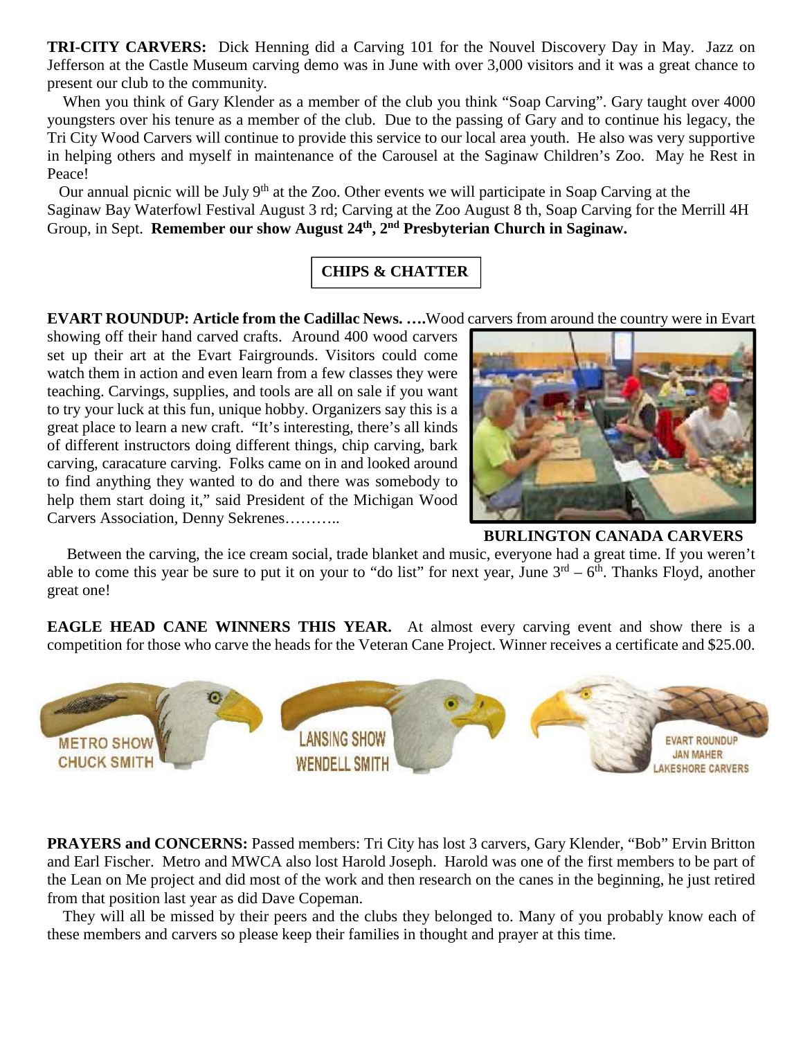**TRI-CITY CARVERS:** Dick Henning did a Carving 101 for the Nouvel Discovery Day in May. Jazz on Jefferson at the Castle Museum carving demo was in June with over 3,000 visitors and it was a great chance to present our club to the community.

When you think of Gary Klender as a member of the club you think "Soap Carving". Gary taught over 4000 youngsters over his tenure as a member of the club. Due to the passing of Gary and to continue his legacy, the Tri City Wood Carvers will continue to provide this service to our local area youth. He also was very supportive in helping others and myself in maintenance of the Carousel at the Saginaw Children's Zoo. May he Rest in Peace!

Our annual picnic will be July 9th at the Zoo. Other events we will participate in Soap Carving at the Saginaw Bay Waterfowl Festival August 3 rd; Carving at the Zoo August 8 th, Soap Carving for the Merrill 4H Group, in Sept. **Remember our show August 24th, 2nd Presbyterian Church in Saginaw.**

## CHIPS & CHATTER

**EVART ROUNDUP: Article from the Cadillac News. ….**Wood carvers from around the country were in Evart showing off their hand carved crafts. Around 400 wood carvers set up their art at the Evart Fairgrounds. Visitors could come watch them in action and even learn from a few classes they were teaching. Carvings, supplies, and tools are all on sale if you want to try your luck at this fun, unique hobby. Organizers say this is a great place to learn a new craft. "It's interesting, there's all kinds of different instructors doing different things, chip carving, bark carving, caracature carving. Folks came on in and looked around to find anything they wanted to do and there was somebody to help them start doing it," said President of the Michigan Wood Carvers Association, Denny Sekrenes………..

**BURLINGTON CANADA CARVERS**

Between the carving, the ice cream social, trade blanket and music, everyone had a great time. If you weren't able to come this year be sure to put it on your to "do list" for next year, June 3rd – 6th. Thanks Floyd, another great one!

**EAGLE HEAD CANE WINNERS THIS YEAR.** At almost every carving event and show there is a competition for those who carve the heads for the Veteran Cane Project. Winner receives a certificate and $25.00.

METRO SHOW CHUCK SMITH

LANSING SHOW WENDELL SMITH

EVART ROUNDUP JAN MAHER LAKESHORE CARVERS

**PRAYERS and CONCERNS:** Passed members: Tri City has lost 3 carvers, Gary Klender, "Bob" Ervin Britton and Earl Fischer. Metro and MWCA also lost Harold Joseph. Harold was one of the first members to be part of the Lean on Me project and did most of the work and then research on the canes in the beginning, he just retired from that position last year as did Dave Copeman.

They will all be missed by their peers and the clubs they belonged to. Many of you probably know each of these members and carvers so please keep their families in thought and prayer at this time.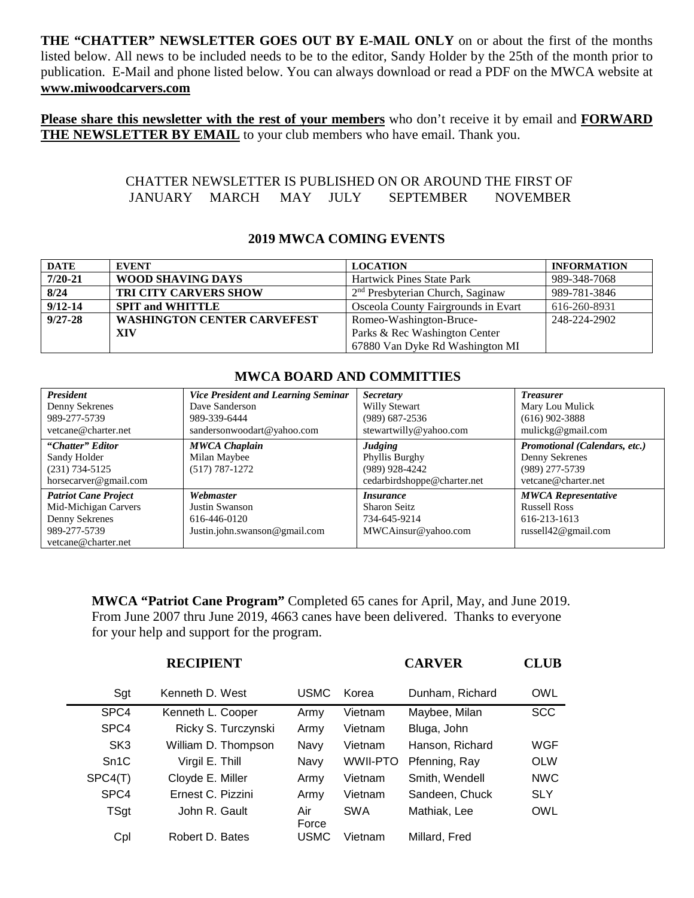**THE "CHATTER" NEWSLETTER GOES OUT BY E-MAIL ONLY** on or about the first of the months listed below. All news to be included needs to be to the editor, Sandy Holder by the 25th of the month prior to publication. E-Mail and phone listed below. You can always download or read a PDF on the MWCA website at **www.miwoodcarvers.com**

**Please share this newsletter with the rest of your members** who don't receive it by email and **FORWARD THE NEWSLETTER BY EMAIL** to your club members who have email. Thank you.

CHATTER NEWSLETTER IS PUBLISHED ON OR AROUND THE FIRST OF
JANUARY MARCH MAY JULY SEPTEMBER NOVEMBER

## 2019 MWCA COMING EVENTS

| DATE | EVENT | LOCATION | INFORMATION |
|---|---|---|---|
| 7/20-21 | WOOD SHAVING DAYS | Hartwick Pines State Park | 989-348-7068 |
| 8/24 | TRI CITY CARVERS SHOW | 2nd Presbyterian Church, Saginaw | 989-781-3846 |
| 9/12-14 | SPIT and WHITTLE | Osceola County Fairgrounds in Evart | 616-260-8931 |
| 9/27-28 | WASHINGTON CENTER CARVEFEST XIV | Romeo-Washington-Bruce-Parks & Rec Washington Center 67880 Van Dyke Rd Washington MI | 248-224-2902 |

## MWCA BOARD AND COMMITTIES

| *President* | *Vice President and Learning Seminar* | *Secretary* | *Treasurer* |
|---|---|---|---|
| Denny Sekrenes<br>989-277-5739<br>vetcane@charter.net | Dave Sanderson<br>989-339-6444<br>sandersonwoodart@yahoo.com | Willy Stewart<br>(989) 687-2536<br>stewartwilly@yahoo.com | Mary Lou Mulick<br>(616) 902-3888<br>mulickg@gmail.com |
| ***"Chatter" Editor***<br>Sandy Holder<br>(231) 734-5125<br>horsecarver@gmail.com | ***MWCA Chaplain***<br>Milan Maybee<br>(517) 787-1272 | ***Judging***<br>Phyllis Burghy<br>(989) 928-4242<br>cedarbirdshoppe@charter.net | ***Promotional (Calendars, etc.)***<br>Denny Sekrenes<br>(989) 277-5739<br>vetcane@charter.net |
| ***Patriot Cane Project***<br>Mid-Michigan Carvers<br>Denny Sekrenes<br>989-277-5739<br>vetcane@charter.net | ***Webmaster***<br>Justin Swanson<br>616-446-0120<br>Justin.john.swanson@gmail.com | ***Insurance***<br>Sharon Seitz<br>734-645-9214<br>MWCAinsur@yahoo.com | ***MWCA Representative***<br>Russell Ross<br>616-213-1613<br>russell42@gmail.com |

**MWCA "Patriot Cane Program"** Completed 65 canes for April, May, and June 2019. From June 2007 thru June 2019, 4663 canes have been delivered. Thanks to everyone for your help and support for the program.

| RECIPIENT | | | | CARVER | CLUB |
|---|---|---|---|---|---|
| Sgt | Kenneth D. West | USMC | Korea | Dunham, Richard | OWL |
| SPC4 | Kenneth L. Cooper | Army | Vietnam | Maybee, Milan | SCC |
| SPC4 | Ricky S. Turczynski | Army | Vietnam | Bluga, John | |
| SK3 | William D. Thompson | Navy | Vietnam | Hanson, Richard | WGF |
| Sn1C | Virgil E. Thill | Navy | WWII-PTO | Pfenning, Ray | OLW |
| SPC4(T) | Cloyde E. Miller | Army | Vietnam | Smith, Wendell | NWC |
| SPC4 | Ernest C. Pizzini | Army | Vietnam | Sandeen, Chuck | SLY |
| TSgt | John R. Gault | Air Force | SWA | Mathiak, Lee | OWL |
| Cpl | Robert D. Bates | USMC | Vietnam | Millard, Fred | |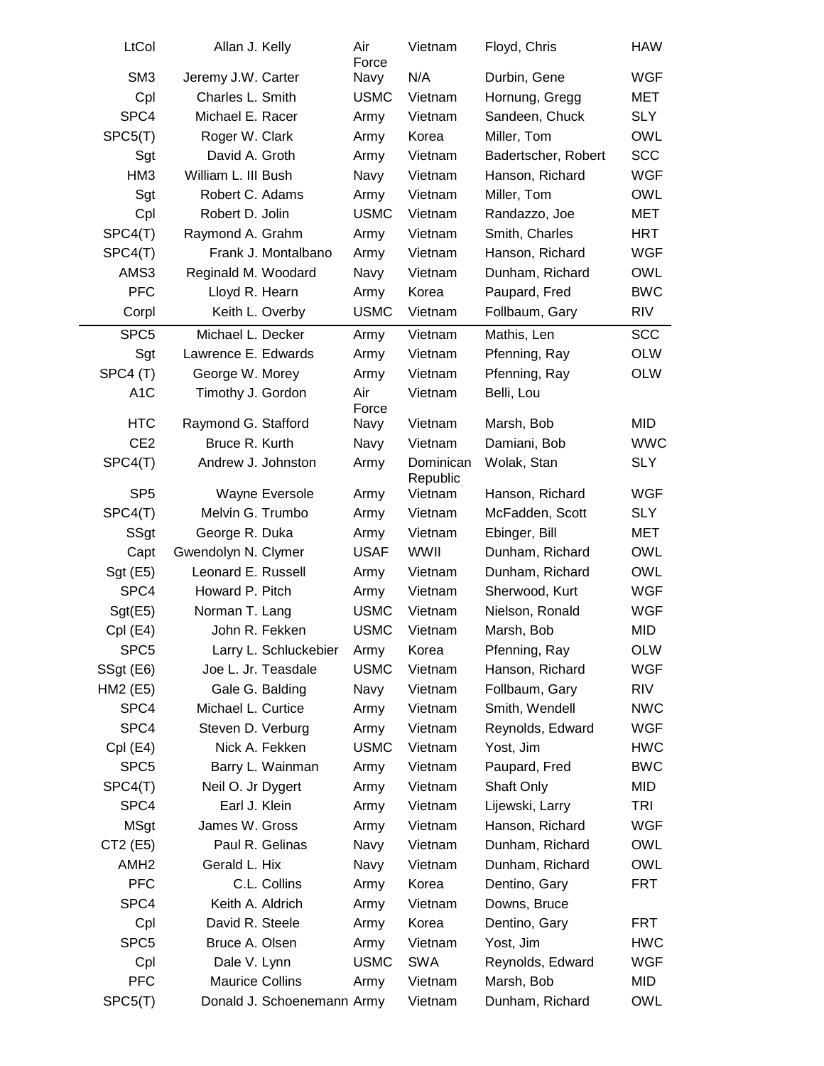| | | | | | |
|---|---|---|---|---|---|
| LtCol | Allan J. Kelly | Air Force | Vietnam | Floyd, Chris | HAW |
| SM3 | Jeremy J.W. Carter | Navy | N/A | Durbin, Gene | WGF |
| Cpl | Charles L. Smith | USMC | Vietnam | Hornung, Gregg | MET |
| SPC4 | Michael E. Racer | Army | Vietnam | Sandeen, Chuck | SLY |
| SPC5(T) | Roger W. Clark | Army | Korea | Miller, Tom | OWL |
| Sgt | David A. Groth | Army | Vietnam | Badertscher, Robert | SCC |
| HM3 | William L. III Bush | Navy | Vietnam | Hanson, Richard | WGF |
| Sgt | Robert C. Adams | Army | Vietnam | Miller, Tom | OWL |
| Cpl | Robert D. Jolin | USMC | Vietnam | Randazzo, Joe | MET |
| SPC4(T) | Raymond A. Grahm | Army | Vietnam | Smith, Charles | HRT |
| SPC4(T) | Frank J. Montalbano | Army | Vietnam | Hanson, Richard | WGF |
| AMS3 | Reginald M. Woodard | Navy | Vietnam | Dunham, Richard | OWL |
| PFC | Lloyd R. Hearn | Army | Korea | Paupard, Fred | BWC |
| Corpl | Keith L. Overby | USMC | Vietnam | Follbaum, Gary | RIV |
| SPC5 | Michael L. Decker | Army | Vietnam | Mathis, Len | SCC |
| Sgt | Lawrence E. Edwards | Army | Vietnam | Pfenning, Ray | OLW |
| SPC4 (T) | George W. Morey | Army | Vietnam | Pfenning, Ray | OLW |
| A1C | Timothy J. Gordon | Air Force | Vietnam | Belli, Lou | |
| HTC | Raymond G. Stafford | Navy | Vietnam | Marsh, Bob | MID |
| CE2 | Bruce R. Kurth | Navy | Vietnam | Damiani, Bob | WWC |
| SPC4(T) | Andrew J. Johnston | Army | Dominican Republic | Wolak, Stan | SLY |
| SP5 | Wayne Eversole | Army | Vietnam | Hanson, Richard | WGF |
| SPC4(T) | Melvin G. Trumbo | Army | Vietnam | McFadden, Scott | SLY |
| SSgt | George R. Duka | Army | Vietnam | Ebinger, Bill | MET |
| Capt | Gwendolyn N. Clymer | USAF | WWII | Dunham, Richard | OWL |
| Sgt (E5) | Leonard E. Russell | Army | Vietnam | Dunham, Richard | OWL |
| SPC4 | Howard P. Pitch | Army | Vietnam | Sherwood, Kurt | WGF |
| Sgt(E5) | Norman T. Lang | USMC | Vietnam | Nielson, Ronald | WGF |
| Cpl (E4) | John R. Fekken | USMC | Vietnam | Marsh, Bob | MID |
| SPC5 | Larry L. Schluckebier | Army | Korea | Pfenning, Ray | OLW |
| SSgt (E6) | Joe L. Jr. Teasdale | USMC | Vietnam | Hanson, Richard | WGF |
| HM2 (E5) | Gale G. Balding | Navy | Vietnam | Follbaum, Gary | RIV |
| SPC4 | Michael L. Curtice | Army | Vietnam | Smith, Wendell | NWC |
| SPC4 | Steven D. Verburg | Army | Vietnam | Reynolds, Edward | WGF |
| Cpl (E4) | Nick A. Fekken | USMC | Vietnam | Yost, Jim | HWC |
| SPC5 | Barry L. Wainman | Army | Vietnam | Paupard, Fred | BWC |
| SPC4(T) | Neil O. Jr Dygert | Army | Vietnam | Shaft Only | MID |
| SPC4 | Earl J. Klein | Army | Vietnam | Lijewski, Larry | TRI |
| MSgt | James W. Gross | Army | Vietnam | Hanson, Richard | WGF |
| CT2 (E5) | Paul R. Gelinas | Navy | Vietnam | Dunham, Richard | OWL |
| AMH2 | Gerald L. Hix | Navy | Vietnam | Dunham, Richard | OWL |
| PFC | C.L. Collins | Army | Korea | Dentino, Gary | FRT |
| SPC4 | Keith A. Aldrich | Army | Vietnam | Downs, Bruce | |
| Cpl | David R. Steele | Army | Korea | Dentino, Gary | FRT |
| SPC5 | Bruce A. Olsen | Army | Vietnam | Yost, Jim | HWC |
| Cpl | Dale V. Lynn | USMC | SWA | Reynolds, Edward | WGF |
| PFC | Maurice Collins | Army | Vietnam | Marsh, Bob | MID |
| SPC5(T) | Donald J. Schoenemann | Army | Vietnam | Dunham, Richard | OWL |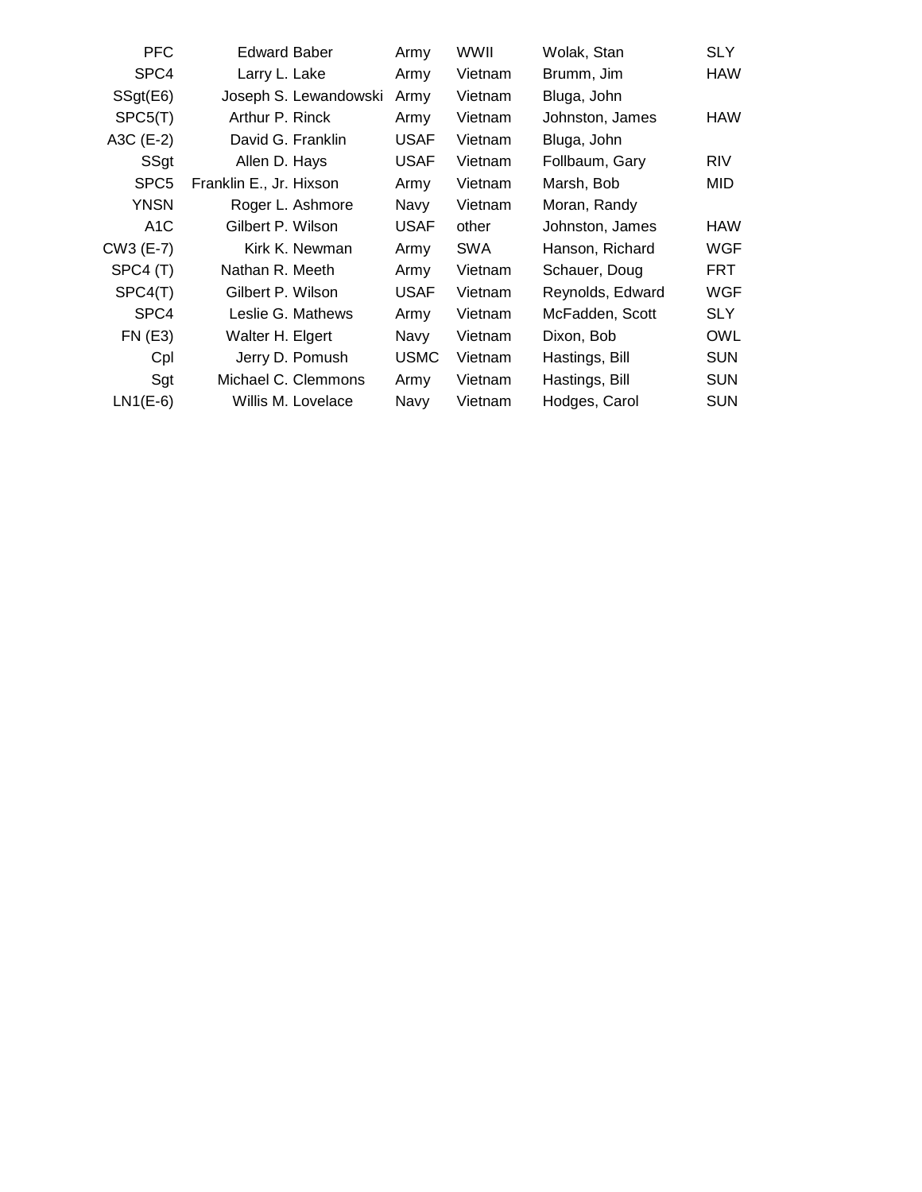| | | | | | |
|---|---|---|---|---|---|
| PFC | Edward Baber | Army | WWII | Wolak, Stan | SLY |
| SPC4 | Larry L. Lake | Army | Vietnam | Brumm, Jim | HAW |
| SSgt(E6) | Joseph S. Lewandowski | Army | Vietnam | Bluga, John | |
| SPC5(T) | Arthur P. Rinck | Army | Vietnam | Johnston, James | HAW |
| A3C (E-2) | David G. Franklin | USAF | Vietnam | Bluga, John | |
| SSgt | Allen D. Hays | USAF | Vietnam | Follbaum, Gary | RIV |
| SPC5 | Franklin E., Jr. Hixson | Army | Vietnam | Marsh, Bob | MID |
| YNSN | Roger L. Ashmore | Navy | Vietnam | Moran, Randy | |
| A1C | Gilbert P. Wilson | USAF | other | Johnston, James | HAW |
| CW3 (E-7) | Kirk K. Newman | Army | SWA | Hanson, Richard | WGF |
| SPC4 (T) | Nathan R. Meeth | Army | Vietnam | Schauer, Doug | FRT |
| SPC4(T) | Gilbert P. Wilson | USAF | Vietnam | Reynolds, Edward | WGF |
| SPC4 | Leslie G. Mathews | Army | Vietnam | McFadden, Scott | SLY |
| FN (E3) | Walter H. Elgert | Navy | Vietnam | Dixon, Bob | OWL |
| Cpl | Jerry D. Pomush | USMC | Vietnam | Hastings, Bill | SUN |
| Sgt | Michael C. Clemmons | Army | Vietnam | Hastings, Bill | SUN |
| LN1(E-6) | Willis M. Lovelace | Navy | Vietnam | Hodges, Carol | SUN |